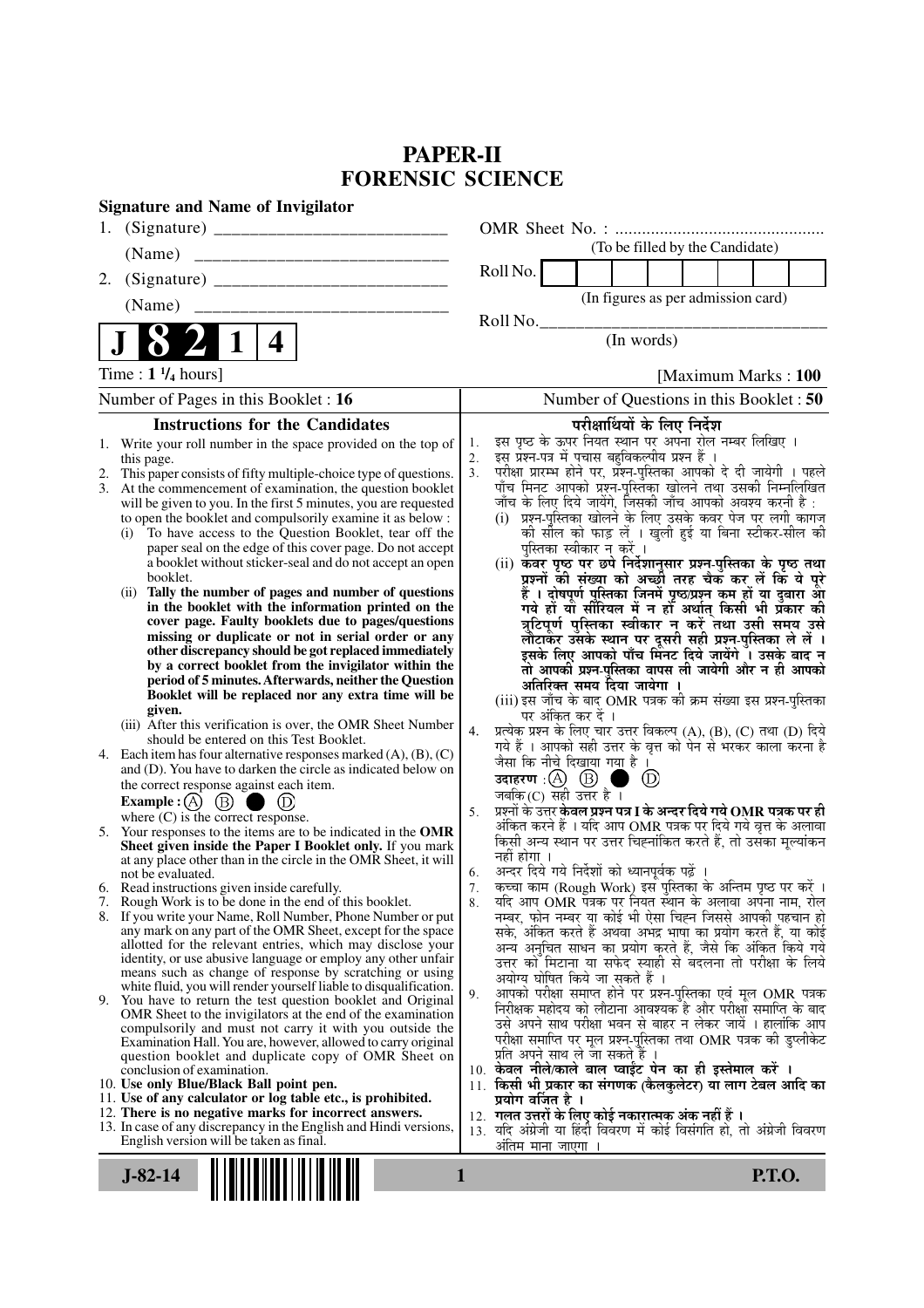# PAPER-II
# FORENSIC SCIENCE

**Signature and Name of Invigilator**

1. (Signature) ____________________________

   (Name) ____________________________

2. (Signature) ____________________________

   (Name) ____________________________

OMR Sheet No. : ...............................................

(To be filled by the Candidate)

Roll No. | | | | | | | | |

(In figures as per admission card)

Roll No.________________________________

(In words)

**J 8 2 1 4**

Time : **1 ¼ hours**] [Maximum Marks : **100**

Number of Pages in this Booklet : 16 | Number of Questions in this Booklet : 50

## Instructions for the Candidates

1. Write your roll number in the space provided on the top of this page.
2. This paper consists of fifty multiple-choice type of questions.
3. At the commencement of examination, the question booklet will be given to you. In the first 5 minutes, you are requested to open the booklet and compulsorily examine it as below :
   (i) To have access to the Question Booklet, tear off the paper seal on the edge of this cover page. Do not accept a booklet without sticker-seal and do not accept an open booklet.
   (ii) **Tally the number of pages and number of questions in the booklet with the information printed on the cover page. Faulty booklets due to pages/questions missing or duplicate or not in serial order or any other discrepancy should be got replaced immediately by a correct booklet from the invigilator within the period of 5 minutes. Afterwards, neither the Question Booklet will be replaced nor any extra time will be given.**
   (iii) After this verification is over, the OMR Sheet Number should be entered on this Test Booklet.
4. Each item has four alternative responses marked (A), (B), (C) and (D). You have to darken the circle as indicated below on the correct response against each item.
   **Example :** (A) (B) ● (D)
   where (C) is the correct response.
5. Your responses to the items are to be indicated in the **OMR Sheet given inside the Paper I Booklet only.** If you mark at any place other than in the circle in the OMR Sheet, it will not be evaluated.
6. Read instructions given inside carefully.
7. Rough Work is to be done in the end of this booklet.
8. If you write your Name, Roll Number, Phone Number or put any mark on any part of the OMR Sheet, except for the space allotted for the relevant entries, which may disclose your identity, or use abusive language or employ any other unfair means such as change of response by scratching or using white fluid, you will render yourself liable to disqualification.
9. You have to return the test question booklet and Original OMR Sheet to the invigilators at the end of the examination compulsorily and must not carry it with you outside the Examination Hall. You are, however, allowed to carry original question booklet and duplicate copy of OMR Sheet on conclusion of examination.
10. **Use only Blue/Black Ball point pen.**
11. **Use of any calculator or log table etc., is prohibited.**
12. **There is no negative marks for incorrect answers.**
13. In case of any discrepancy in the English and Hindi versions, English version will be taken as final.

## परीक्षार्थियों के लिए निर्देश

1. इस पृष्ठ के ऊपर नियत स्थान पर अपना रोल नम्बर लिखिए ।
2. इस प्रश्न-पत्र में पचास बहुविकल्पीय प्रश्न हैं ।
3. परीक्षा प्रारम्भ होने पर, प्रश्न-पुस्तिका आपको दे दी जायेगी । पहले पाँच मिनट आपको प्रश्न-पुस्तिका खोलने तथा उसकी निम्नलिखित जाँच के लिए दिये जायेंगे, जिसकी जाँच आपको अवश्य करनी है :
   (i) प्रश्न-पुस्तिका खोलने के लिए उसके कवर पेज पर लगी कागज की सील को फाड़ लें । खुली हुई या बिना स्टीकर-सील की पुस्तिका स्वीकार न करें ।
   (ii) **कवर पृष्ठ पर छपे निर्देशानुसार प्रश्न-पुस्तिका के पृष्ठ तथा प्रश्नों की संख्या को अच्छी तरह चैक कर लें कि ये पूरे हैं । दोषपूर्ण पुस्तिका जिनमें पृष्ठ/प्रश्न कम हों या दुबारा आ गये हों या सीरियल में न हों अर्थात् किसी भी प्रकार की त्रुटिपूर्ण पुस्तिका स्वीकार न करें तथा उसी समय उसे लौटाकर उसके स्थान पर दूसरी सही प्रश्न-पुस्तिका ले लें । इसके लिए आपको पाँच मिनट दिये जायेंगे । उसके बाद न तो आपकी प्रश्न-पुस्तिका वापस ली जायेगी और न ही आपको अतिरिक्त समय दिया जायेगा ।**
   (iii) इस जाँच के बाद OMR पत्रक की क्रम संख्या इस प्रश्न-पुस्तिका पर अंकित कर दें ।
4. प्रत्येक प्रश्न के लिए चार उत्तर विकल्प (A), (B), (C) तथा (D) दिये गये हैं । आपको सही उत्तर के वृत्त को पेन से भरकर काला करना है जैसा कि नीचे दिखाया गया है ।
   **उदाहरण :** (A) (B) ● (D)
   जबकि (C) सही उत्तर है ।
5. प्रश्नों के उत्तर **केवल प्रश्न पत्र I के अन्दर दिये गये OMR पत्रक पर ही** अंकित करने हैं । यदि आप OMR पत्रक पर दिये गये वृत्त के अलावा किसी अन्य स्थान पर उत्तर चिह्नांकित करते हैं, तो उसका मूल्यांकन नहीं होगा ।
6. अन्दर दिये गये निर्देशों को ध्यानपूर्वक पढ़ें ।
7. कच्चा काम (Rough Work) इस पुस्तिका के अन्तिम पृष्ठ पर करें ।
8. यदि आप OMR पत्रक पर नियत स्थान के अलावा अपना नाम, रोल नम्बर, फोन नम्बर या कोई भी ऐसा चिह्न जिससे आपकी पहचान हो सके, अंकित करते हैं अथवा अभद्र भाषा का प्रयोग करते हैं, या कोई अन्य अनुचित साधन का प्रयोग करते हैं, जैसे कि अंकित किये गये उत्तर को मिटाना या सफेद स्याही से बदलना तो परीक्षा के लिये अयोग्य घोषित किये जा सकते हैं ।
9. आपको परीक्षा समाप्त होने पर प्रश्न-पुस्तिका एवं मूल OMR पत्रक निरीक्षक महोदय को लौटाना आवश्यक है और परीक्षा समाप्ति के बाद उसे अपने साथ परीक्षा भवन से बाहर न लेकर जायें । हालांकि आप परीक्षा समाप्ति पर मूल प्रश्न-पुस्तिका तथा OMR पत्रक की डुप्लीकेट प्रति अपने साथ ले जा सकते हैं ।
10. **केवल नीले/काले बाल प्वाईंट पेन का ही इस्तेमाल करें ।**
11. **किसी भी प्रकार का संगणक (कैलकुलेटर) या लाग टेबल आदि का प्रयोग वर्जित है ।**
12. **गलत उत्तरों के लिए कोई नकारात्मक अंक नहीं हैं ।**
13. यदि अंग्रेजी या हिंदी विवरण में कोई विसंगति हो, तो अंग्रेजी विवरण अंतिम माना जाएगा ।

**J-82-14** **P.T.O.**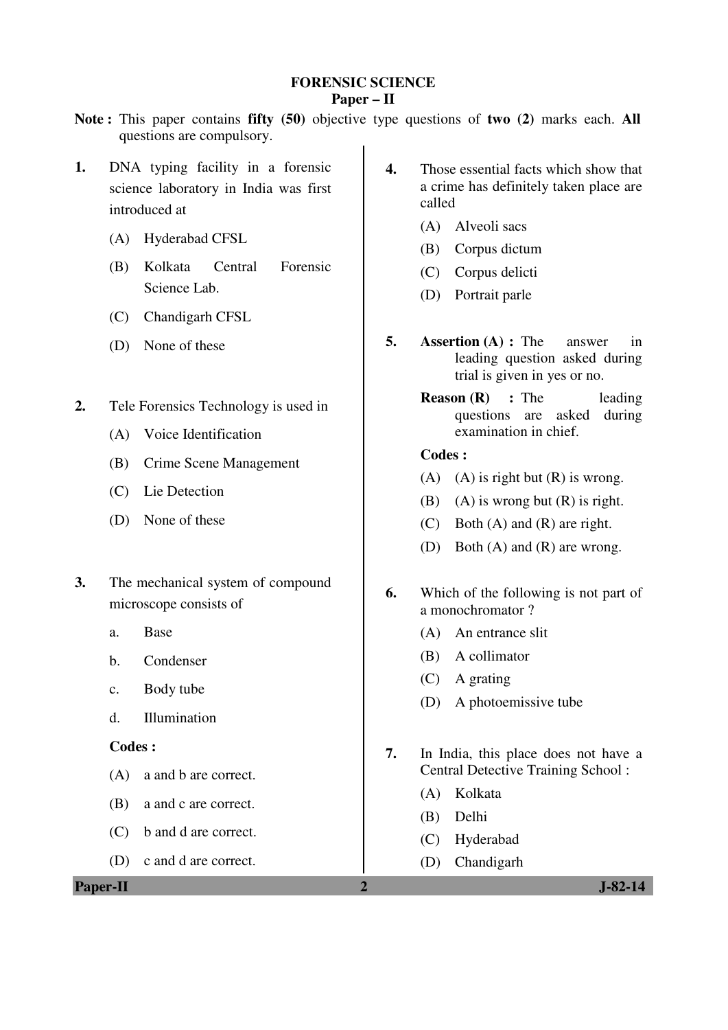# FORENSIC SCIENCE

## Paper – II

**Note :** This paper contains **fifty (50)** objective type questions of **two (2)** marks each. **All** questions are compulsory.

**1.** DNA typing facility in a forensic science laboratory in India was first introduced at

(A) Hyderabad CFSL

(B) Kolkata Central Forensic Science Lab.

(C) Chandigarh CFSL

(D) None of these

**2.** Tele Forensics Technology is used in

(A) Voice Identification

(B) Crime Scene Management

(C) Lie Detection

(D) None of these

**3.** The mechanical system of compound microscope consists of

a. Base

b. Condenser

c. Body tube

d. Illumination

**Codes :**

(A) a and b are correct.

(B) a and c are correct.

(C) b and d are correct.

(D) c and d are correct.

**4.** Those essential facts which show that a crime has definitely taken place are called

(A) Alveoli sacs

(B) Corpus dictum

(C) Corpus delicti

(D) Portrait parle

**5.** **Assertion (A) :** The answer in leading question asked during trial is given in yes or no.

**Reason (R) :** The leading questions are asked during examination in chief.

**Codes :**

(A) (A) is right but (R) is wrong.

(B) (A) is wrong but (R) is right.

(C) Both (A) and (R) are right.

(D) Both (A) and (R) are wrong.

**6.** Which of the following is not part of a monochromator ?

(A) An entrance slit

(B) A collimator

(C) A grating

(D) A photoemissive tube

**7.** In India, this place does not have a Central Detective Training School :

(A) Kolkata

(B) Delhi

(C) Hyderabad

(D) Chandigarh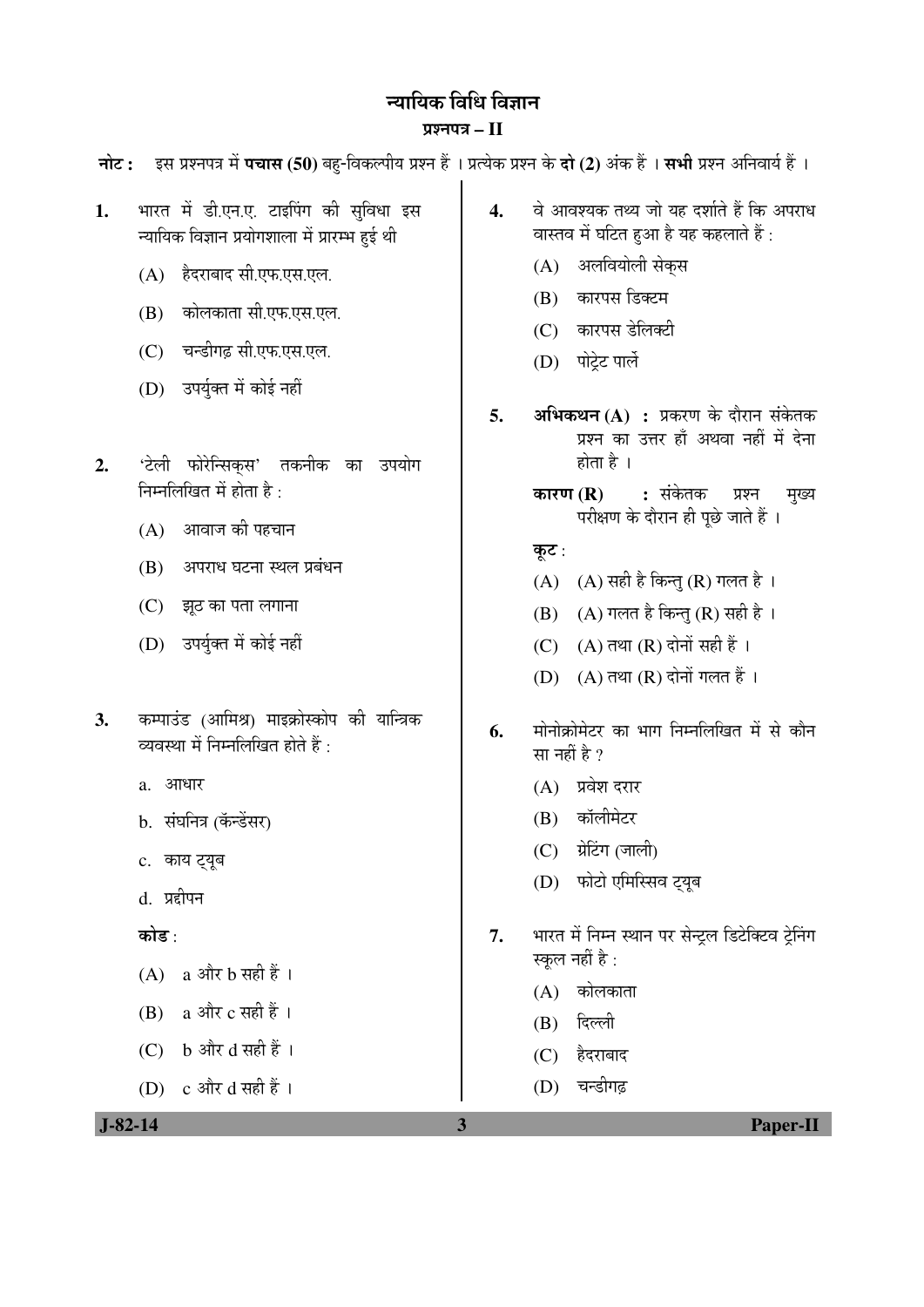# न्यायिक विधि विज्ञान

## प्रश्नपत्र – II

**नोट :** इस प्रश्नपत्र में **पचास (50)** बहु-विकल्पीय प्रश्न हैं । प्रत्येक प्रश्न के **दो (2)** अंक हैं । **सभी** प्रश्न अनिवार्य हैं ।

1. भारत में डी.एन.ए. टाइपिंग की सुविधा इस न्यायिक विज्ञान प्रयोगशाला में प्रारम्भ हुई थी

   (A) हैदराबाद सी.एफ.एस.एल.

   (B) कोलकाता सी.एफ.एस.एल.

   (C) चन्डीगढ़ सी.एफ.एस.एल.

   (D) उपर्युक्त में कोई नहीं

2. 'टेली फोरेन्सिक्स' तकनीक का उपयोग निम्नलिखित में होता है :

   (A) आवाज की पहचान

   (B) अपराध घटना स्थल प्रबंधन

   (C) झूठ का पता लगाना

   (D) उपर्युक्त में कोई नहीं

3. कम्पाउंड (आमिश्र) माइक्रोस्कोप की यान्त्रिक व्यवस्था में निम्नलिखित होते हैं :

   a. आधार

   b. संघनित्र (कॅन्डेंसर)

   c. काय ट्यूब

   d. प्रदीपन

   **कोड** :

   (A) a और b सही हैं ।

   (B) a और c सही हैं ।

   (C) b और d सही हैं ।

   (D) c और d सही हैं ।

4. वे आवश्यक तथ्य जो यह दर्शाते हैं कि अपराध वास्तव में घटित हुआ है यह कहलाते हैं :

   (A) अलवियोली सेक्स

   (B) कारपस डिक्टम

   (C) कारपस डेलिक्टी

   (D) पोट्रेट पार्ले

5. **अभिकथन (A) :** प्रकरण के दौरान संकेतक प्रश्न का उत्तर हाँ अथवा नहीं में देना होता है ।

   **कारण (R) :** संकेतक प्रश्न मुख्य परीक्षण के दौरान ही पूछे जाते हैं ।

   **कूट** :

   (A) (A) सही है किन्तु (R) गलत है ।

   (B) (A) गलत है किन्तु (R) सही है ।

   (C) (A) तथा (R) दोनों सही हैं ।

   (D) (A) तथा (R) दोनों गलत हैं ।

6. मोनोक्रोमेटर का भाग निम्नलिखित में से कौन सा नहीं है ?

   (A) प्रवेश दरार

   (B) कॉलीमेटर

   (C) ग्रेटिंग (जाली)

   (D) फोटो एमिस्सिव ट्यूब

7. भारत में निम्न स्थान पर सेन्ट्रल डिटेक्टिव ट्रेनिंग स्कूल नहीं है :

   (A) कोलकाता

   (B) दिल्ली

   (C) हैदराबाद

   (D) चन्डीगढ़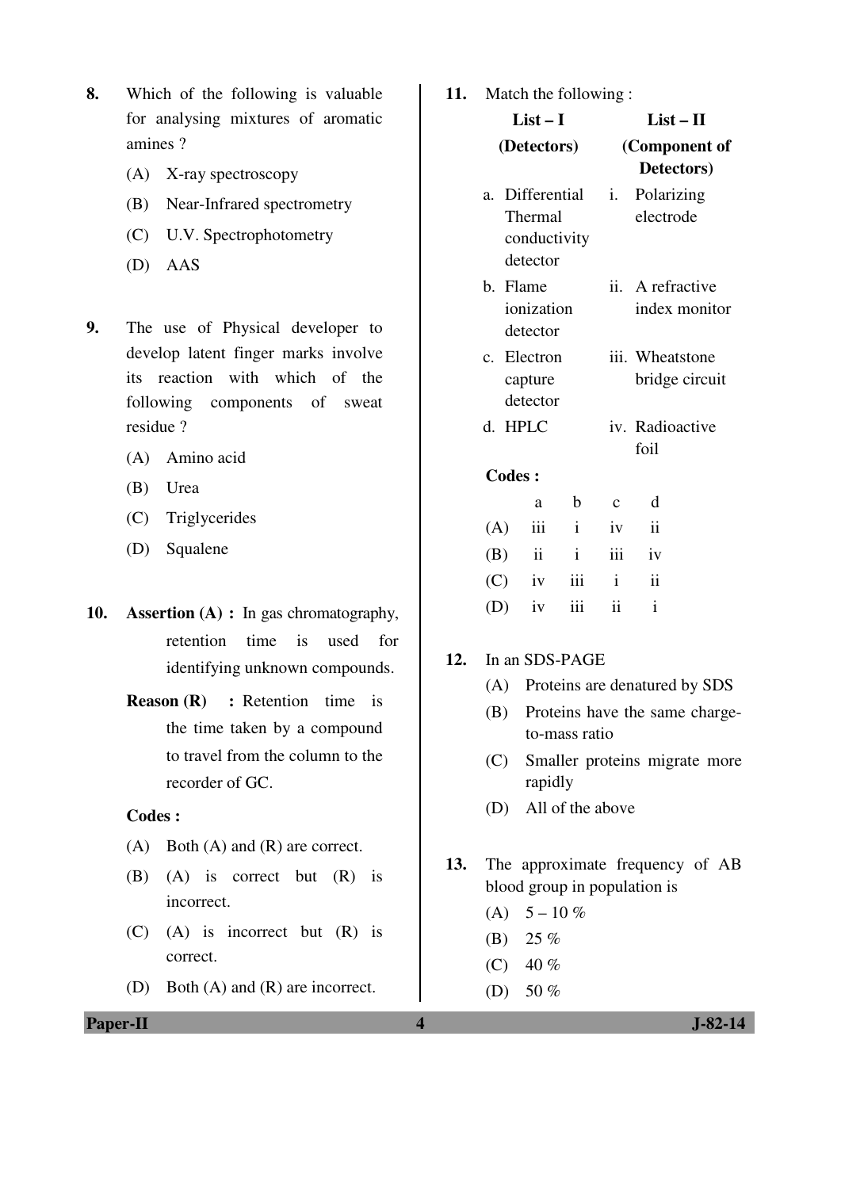8. Which of the following is valuable for analysing mixtures of aromatic amines ?

   (A) X-ray spectroscopy

   (B) Near-Infrared spectrometry

   (C) U.V. Spectrophotometry

   (D) AAS

9. The use of Physical developer to develop latent finger marks involve its reaction with which of the following components of sweat residue ?

   (A) Amino acid

   (B) Urea

   (C) Triglycerides

   (D) Squalene

10. **Assertion (A) :** In gas chromatography, retention time is used for identifying unknown compounds.

    **Reason (R) :** Retention time is the time taken by a compound to travel from the column to the recorder of GC.

    **Codes :**

    (A) Both (A) and (R) are correct.

    (B) (A) is correct but (R) is incorrect.

    (C) (A) is incorrect but (R) is correct.

    (D) Both (A) and (R) are incorrect.

11. Match the following :

| List – I (Detectors) | List – II (Component of Detectors) |
|---|---|
| a. Differential Thermal conductivity detector | i. Polarizing electrode |
| b. Flame ionization detector | ii. A refractive index monitor |
| c. Electron capture detector | iii. Wheatstone bridge circuit |
| d. HPLC | iv. Radioactive foil |

**Codes :**

|  | a | b | c | d |
|---|---|---|---|---|
| (A) | iii | i | iv | ii |
| (B) | ii | i | iii | iv |
| (C) | iv | iii | i | ii |
| (D) | iv | iii | ii | i |

12. In an SDS-PAGE

    (A) Proteins are denatured by SDS

    (B) Proteins have the same charge-to-mass ratio

    (C) Smaller proteins migrate more rapidly

    (D) All of the above

13. The approximate frequency of AB blood group in population is

    (A) 5 – 10 %

    (B) 25 %

    (C) 40 %

    (D) 50 %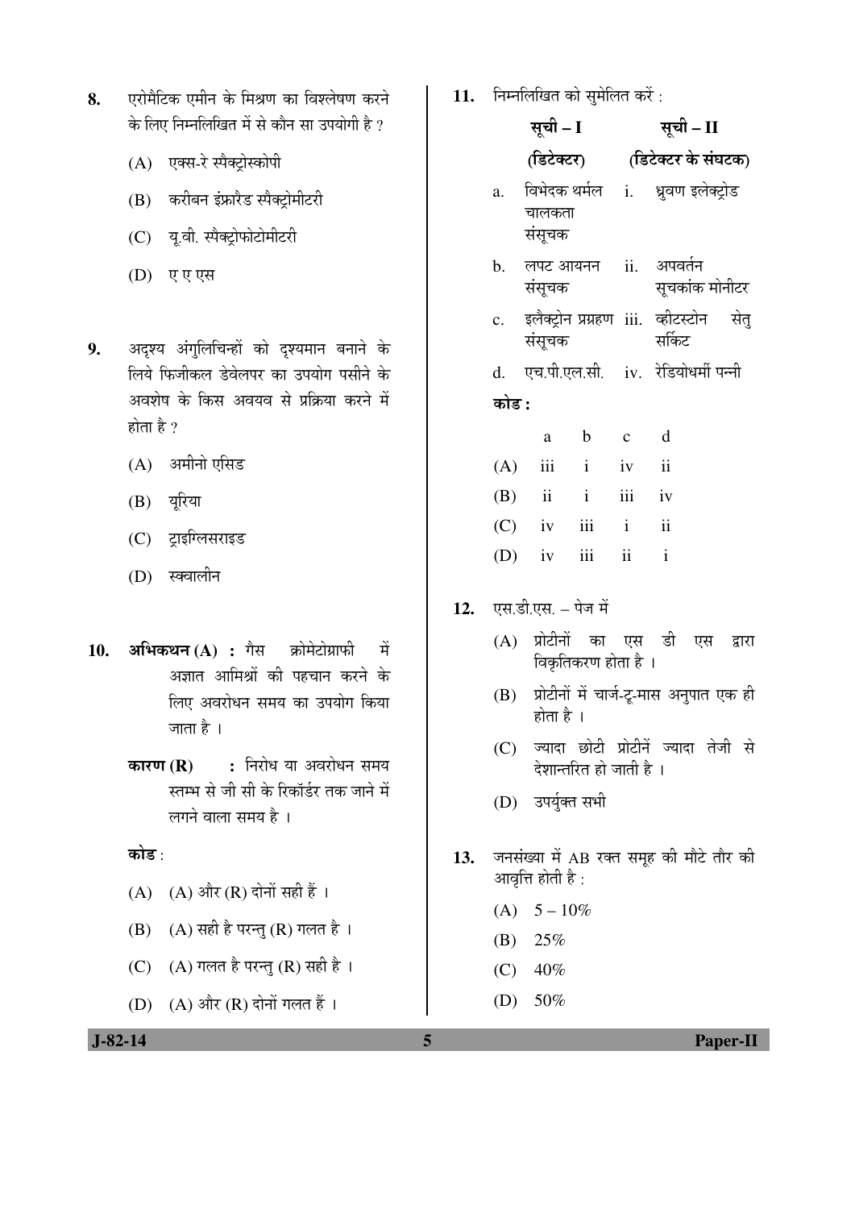8. एरोमैटिक एमीन के मिश्रण का विश्लेषण करने के लिए निम्नलिखित में से कौन सा उपयोगी है ?

   (A) एक्स-रे स्पैक्ट्रोस्कोपी

   (B) करीबन इंफ्रारेड स्पैक्ट्रोमीटरी

   (C) यू.वी. स्पैक्ट्रोफोटोमीटरी

   (D) ए ए एस

9. अदृश्य अंगुलिचिन्हों को दृश्यमान बनाने के लिये फिजीकल डेवेलपर का उपयोग पसीने के अवशेष के किस अवयव से प्रक्रिया करने में होता है ?

   (A) अमीनो एसिड

   (B) यूरिया

   (C) ट्राइग्लिसराइड

   (D) स्क्वालीन

10. **अभिकथन (A) :** गैस क्रोमेटोग्राफी में अज्ञात आमिश्रों की पहचान करने के लिए अवरोधन समय का उपयोग किया जाता है ।

    **कारण (R) :** निरोध या अवरोधन समय स्तम्भ से जी सी के रिकॉर्डर तक जाने में लगने वाला समय है ।

    **कोड :**

    (A) (A) और (R) दोनों सही हैं ।

    (B) (A) सही है परन्तु (R) गलत है ।

    (C) (A) गलत है परन्तु (R) सही है ।

    (D) (A) और (R) दोनों गलत हैं ।

11. निम्नलिखित को सुमेलित करें :

| | **सूची – I (डिटेक्टर)** | | **सूची – II (डिटेक्टर के संघटक)** |
|---|---|---|---|
| a. | विभेदक थर्मल चालकता संसूचक | i. | ध्रुवण इलेक्ट्रोड |
| b. | लपट आयनन संसूचक | ii. | अपवर्तन सूचकांक मोनीटर |
| c. | इलैक्ट्रोन प्रग्रहण संसूचक | iii. | व्हीटस्टोन सेतु सर्किट |
| d. | एच.पी.एल.सी. | iv. | रेडियोधर्मी पन्नी |

**कोड :**

| | a | b | c | d |
|---|---|---|---|---|
| (A) | iii | i | iv | ii |
| (B) | ii | i | iii | iv |
| (C) | iv | iii | i | ii |
| (D) | iv | iii | ii | i |

12. एस.डी.एस. – पेज में

    (A) प्रोटीनों का एस डी एस द्वारा विकृतिकरण होता है ।

    (B) प्रोटीनों में चार्ज-टू-मास अनुपात एक ही होता है ।

    (C) ज्यादा छोटी प्रोटीनें ज्यादा तेजी से देशान्तरित हो जाती है ।

    (D) उपर्युक्त सभी

13. जनसंख्या में AB रक्त समूह की मोटे तौर की आवृत्ति होती है :

    (A) 5 – 10%

    (B) 25%

    (C) 40%

    (D) 50%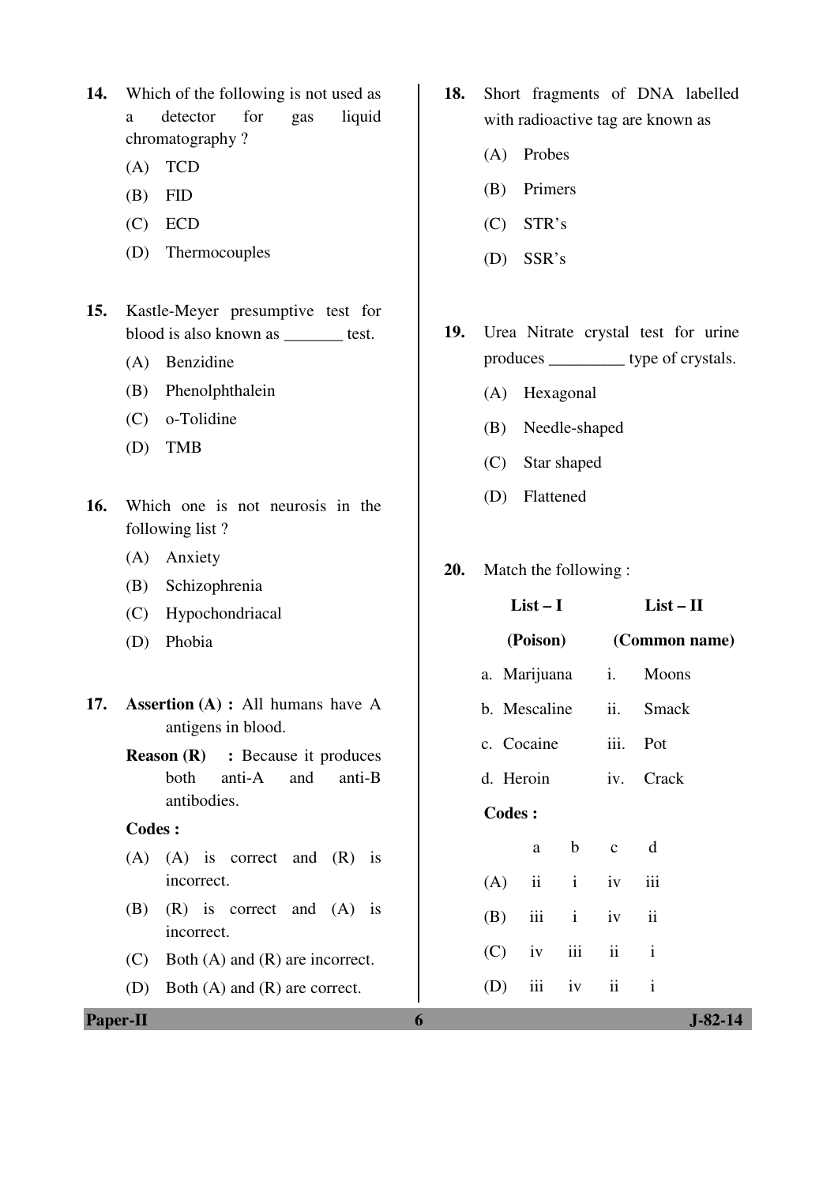14. Which of the following is not used as a detector for gas liquid chromatography ?

    (A) TCD

    (B) FID

    (C) ECD

    (D) Thermocouples

15. Kastle-Meyer presumptive test for blood is also known as _______ test.

    (A) Benzidine

    (B) Phenolphthalein

    (C) o-Tolidine

    (D) TMB

16. Which one is not neurosis in the following list ?

    (A) Anxiety

    (B) Schizophrenia

    (C) Hypochondriacal

    (D) Phobia

17. **Assertion (A) :** All humans have A antigens in blood.

    **Reason (R) :** Because it produces both anti-A and anti-B antibodies.

    **Codes :**

    (A) (A) is correct and (R) is incorrect.

    (B) (R) is correct and (A) is incorrect.

    (C) Both (A) and (R) are incorrect.

    (D) Both (A) and (R) are correct.

18. Short fragments of DNA labelled with radioactive tag are known as

    (A) Probes

    (B) Primers

    (C) STR's

    (D) SSR's

19. Urea Nitrate crystal test for urine produces _________ type of crystals.

    (A) Hexagonal

    (B) Needle-shaped

    (C) Star shaped

    (D) Flattened

20. Match the following :

| List – I (Poison) | List – II (Common name) |
|---|---|
| a. Marijuana | i. Moons |
| b. Mescaline | ii. Smack |
| c. Cocaine | iii. Pot |
| d. Heroin | iv. Crack |

**Codes :**

| | a | b | c | d |
|---|---|---|---|---|
| (A) | ii | i | iv | iii |
| (B) | iii | i | iv | ii |
| (C) | iv | iii | ii | i |
| (D) | iii | iv | ii | i |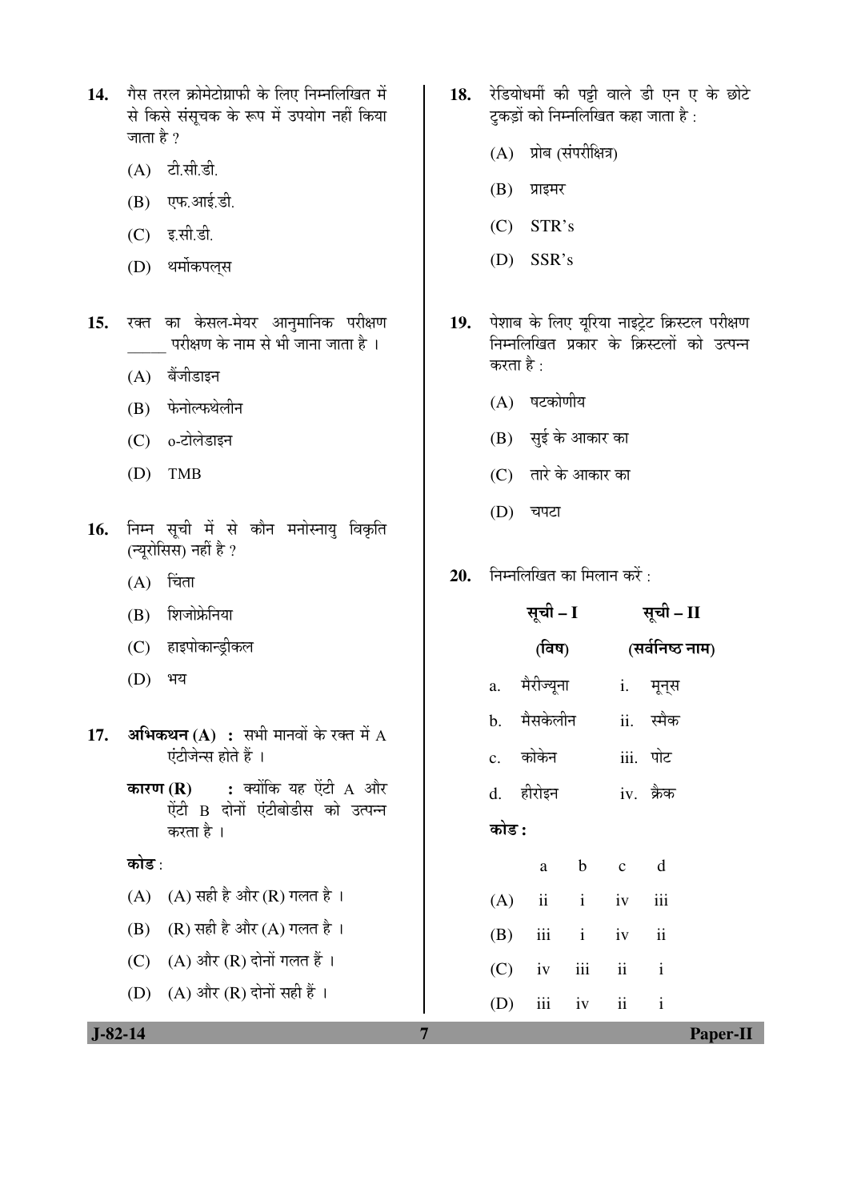14. गैस तरल क्रोमेटोग्राफी के लिए निम्नलिखित में से किसे संसूचक के रूप में उपयोग नहीं किया जाता है ?

    (A) टी.सी.डी.

    (B) एफ.आई.डी.

    (C) इ.सी.डी.

    (D) थर्मोकपल्स

15. रक्त का केसल-मेयर आनुमानिक परीक्षण _____ परीक्षण के नाम से भी जाना जाता है ।

    (A) बेंजीडाइन

    (B) फेनोल्फथेलीन

    (C) o-टोलेडाइन

    (D) TMB

16. निम्न सूची में से कौन मनोस्नायु विकृति (न्यूरोसिस) नहीं है ?

    (A) चिंता

    (B) शिजोफ्रेनिया

    (C) हाइपोकान्ड्रीकल

    (D) भय

17. **अभिकथन (A)** : सभी मानवों के रक्त में A एंटीजेन्स होते हैं ।

    **कारण (R)** : क्योंकि यह ऐंटी A और ऐंटी B दोनों एंटीबोडीस को उत्पन्न करता है ।

    **कोड** :

    (A) (A) सही है और (R) गलत है ।

    (B) (R) सही है और (A) गलत है ।

    (C) (A) और (R) दोनों गलत हैं ।

    (D) (A) और (R) दोनों सही हैं ।

18. रेडियोधर्मी की पट्टी वाले डी एन ए के छोटे टुकड़ों को निम्नलिखित कहा जाता है :

    (A) प्रोब (संपरीक्षित्र)

    (B) प्राइमर

    (C) STR's

    (D) SSR's

19. पेशाब के लिए यूरिया नाइट्रेट क्रिस्टल परीक्षण निम्नलिखित प्रकार के क्रिस्टलों को उत्पन्न करता है :

    (A) षटकोणीय

    (B) सुई के आकार का

    (C) तारे के आकार का

    (D) चपटा

20. निम्नलिखित का मिलान करें :

| सूची – I (विष) | सूची – II (सर्वनिष्ठ नाम) |
|---|---|
| a. मैरीज्यूना | i. मून्स |
| b. मैसकेलीन | ii. स्मैक |
| c. कोकेन | iii. पोट |
| d. हीरोइन | iv. क्रैक |

**कोड :**

| | a | b | c | d |
|---|---|---|---|---|
| (A) | ii | i | iv | iii |
| (B) | iii | i | iv | ii |
| (C) | iv | iii | ii | i |
| (D) | iii | iv | ii | i |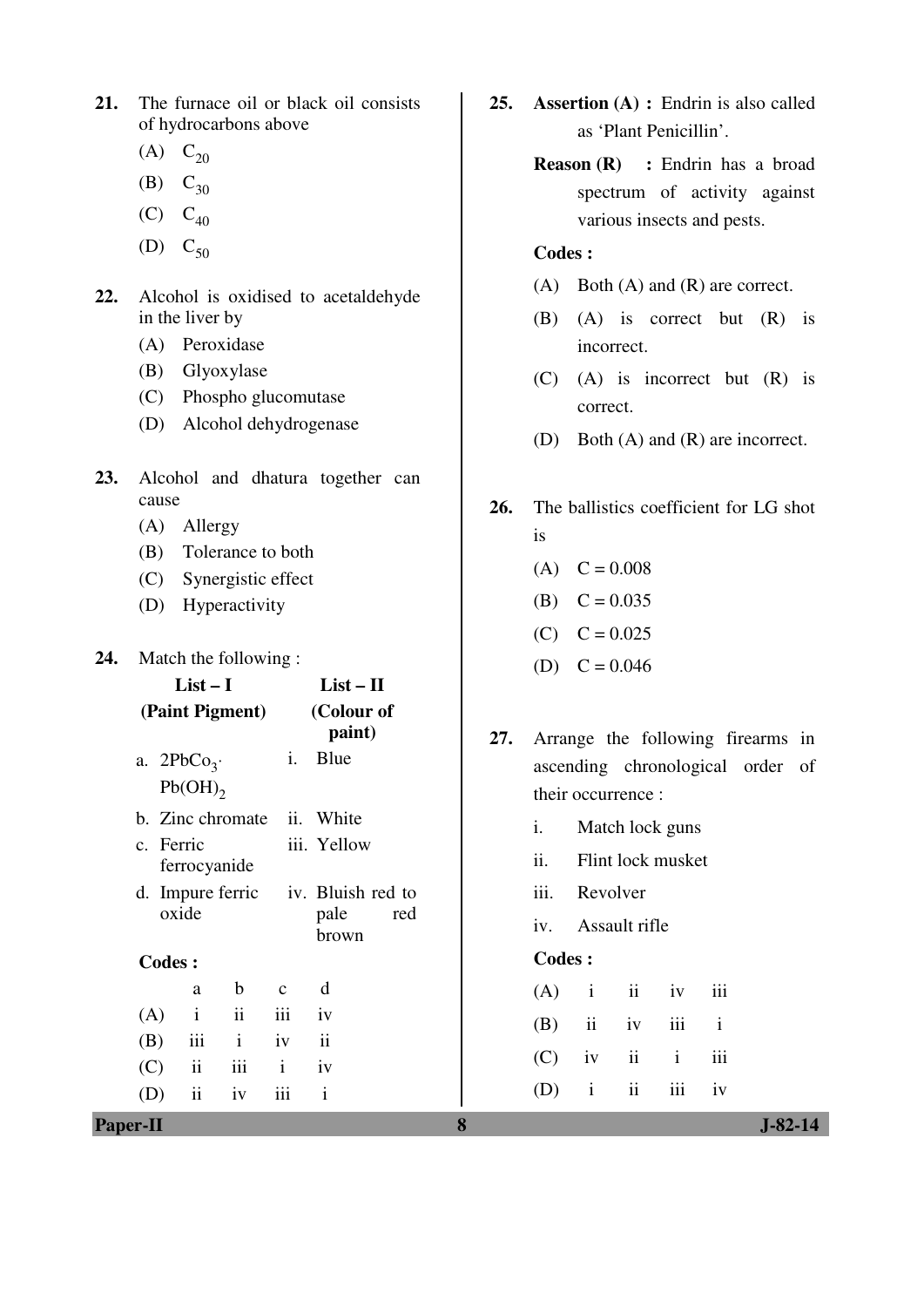21. The furnace oil or black oil consists of hydrocarbons above

(A) $C_{20}$

(B) $C_{30}$

(C) $C_{40}$

(D) $C_{50}$

22. Alcohol is oxidised to acetaldehyde in the liver by

(A) Peroxidase

(B) Glyoxylase

(C) Phospho glucomutase

(D) Alcohol dehydrogenase

23. Alcohol and dhatura together can cause

(A) Allergy

(B) Tolerance to both

(C) Synergistic effect

(D) Hyperactivity

24. Match the following :

| List – I (Paint Pigment) | List – II (Colour of paint) |
|---|---|
| a. $2PbCo_3 \cdot Pb(OH)_2$ | i. Blue |
| b. Zinc chromate | ii. White |
| c. Ferric ferrocyanide | iii. Yellow |
| d. Impure ferric oxide | iv. Bluish red to pale red brown |

**Codes :**

| | a | b | c | d |
|---|---|---|---|---|
| (A) | i | ii | iii | iv |
| (B) | iii | i | iv | ii |
| (C) | ii | iii | i | iv |
| (D) | ii | iv | iii | i |

25. **Assertion (A) :** Endrin is also called as 'Plant Penicillin'.

**Reason (R) :** Endrin has a broad spectrum of activity against various insects and pests.

**Codes :**

(A) Both (A) and (R) are correct.

(B) (A) is correct but (R) is incorrect.

(C) (A) is incorrect but (R) is correct.

(D) Both (A) and (R) are incorrect.

26. The ballistics coefficient for LG shot is

(A) C = 0.008

(B) C = 0.035

(C) C = 0.025

(D) C = 0.046

27. Arrange the following firearms in ascending chronological order of their occurrence :

i. Match lock guns

ii. Flint lock musket

iii. Revolver

iv. Assault rifle

**Codes :**

| (A) | i | ii | iv | iii |
|---|---|---|---|---|
| (B) | ii | iv | iii | i |
| (C) | iv | ii | i | iii |
| (D) | i | ii | iii | iv |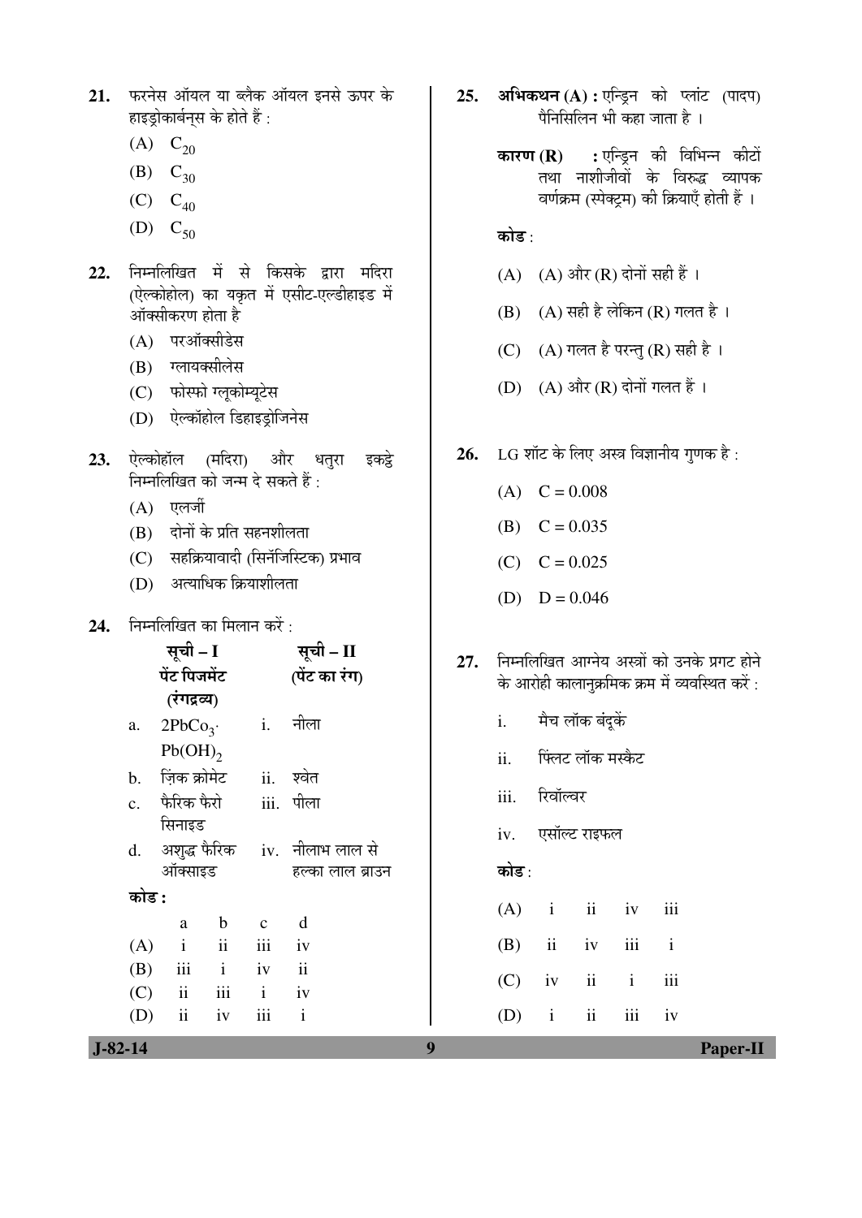21. फरनेस ऑयल या ब्लैक ऑयल इनसे ऊपर के हाइड्रोकार्बन्स के होते हैं :

    (A) $C_{20}$

    (B) $C_{30}$

    (C) $C_{40}$

    (D) $C_{50}$

22. निम्नलिखित में से किसके द्वारा मदिरा (ऐल्कोहोल) का यकृत में एसीट-एल्डीहाइड में ऑक्सीकरण होता है

    (A) परऑक्सीडेस

    (B) ग्लायक्सीलेस

    (C) फोस्फो ग्लूकोम्यूटेस

    (D) ऐल्कॉहोल डिहाइड्रोजिनेस

23. ऐल्कोहॉल (मदिरा) और धतुरा इकट्ठे निम्नलिखित को जन्म दे सकते हैं :

    (A) एलर्जी

    (B) दोनों के प्रति सहनशीलता

    (C) सहक्रियावादी (सिनॅजिस्टिक) प्रभाव

    (D) अत्याधिक क्रियाशीलता

24. निम्नलिखित का मिलान करें :

| | सूची – I पेंट पिजमेंट (रंगद्रव्य) | | सूची – II (पेंट का रंग) |
|---|---|---|---|
| a. | $2PbCo_3 \cdot Pb(OH)_2$ | i. | नीला |
| b. | ज़िंक क्रोमेट | ii. | श्वेत |
| c. | फैरिक फैरो सिनाइड | iii. | पीला |
| d. | अशुद्ध फैरिक ऑक्साइड | iv. | नीलाभ लाल से हल्का लाल ब्राउन |

**कोड :**

| | a | b | c | d |
|---|---|---|---|---|
| (A) | i | ii | iii | iv |
| (B) | iii | i | iv | ii |
| (C) | ii | iii | i | iv |
| (D) | ii | iv | iii | i |

25. **अभिकथन (A) :** एन्ड्रिन को प्लांट (पादप) पैनिसिलिन भी कहा जाता है ।

    **कारण (R) :** एन्ड्रिन की विभिन्न कीटों तथा नाशीजीवों के विरुद्ध व्यापक वर्णक्रम (स्पेक्ट्रम) की क्रियाएँ होती हैं ।

    **कोड** :

    (A) (A) और (R) दोनों सही हैं ।

    (B) (A) सही है लेकिन (R) गलत है ।

    (C) (A) गलत है परन्तु (R) सही है ।

    (D) (A) और (R) दोनों गलत हैं ।

26. LG शॉट के लिए अस्त्र विज्ञानीय गुणक है :

    (A) C = 0.008

    (B) C = 0.035

    (C) C = 0.025

    (D) D = 0.046

27. निम्नलिखित आग्नेय अस्त्रों को उनके प्रगट होने के आरोही कालानुक्रमिक क्रम में व्यवस्थित करें :

    i. मैच लॉक बंदूकें

    ii. फ्लिंट लॉक मस्कैट

    iii. रिवॉल्वर

    iv. एसॉल्ट राइफल

**कोड** :

| | | | | |
|---|---|---|---|---|
| (A) | i | ii | iv | iii |
| (B) | ii | iv | iii | i |
| (C) | iv | ii | i | iii |
| (D) | i | ii | iii | iv |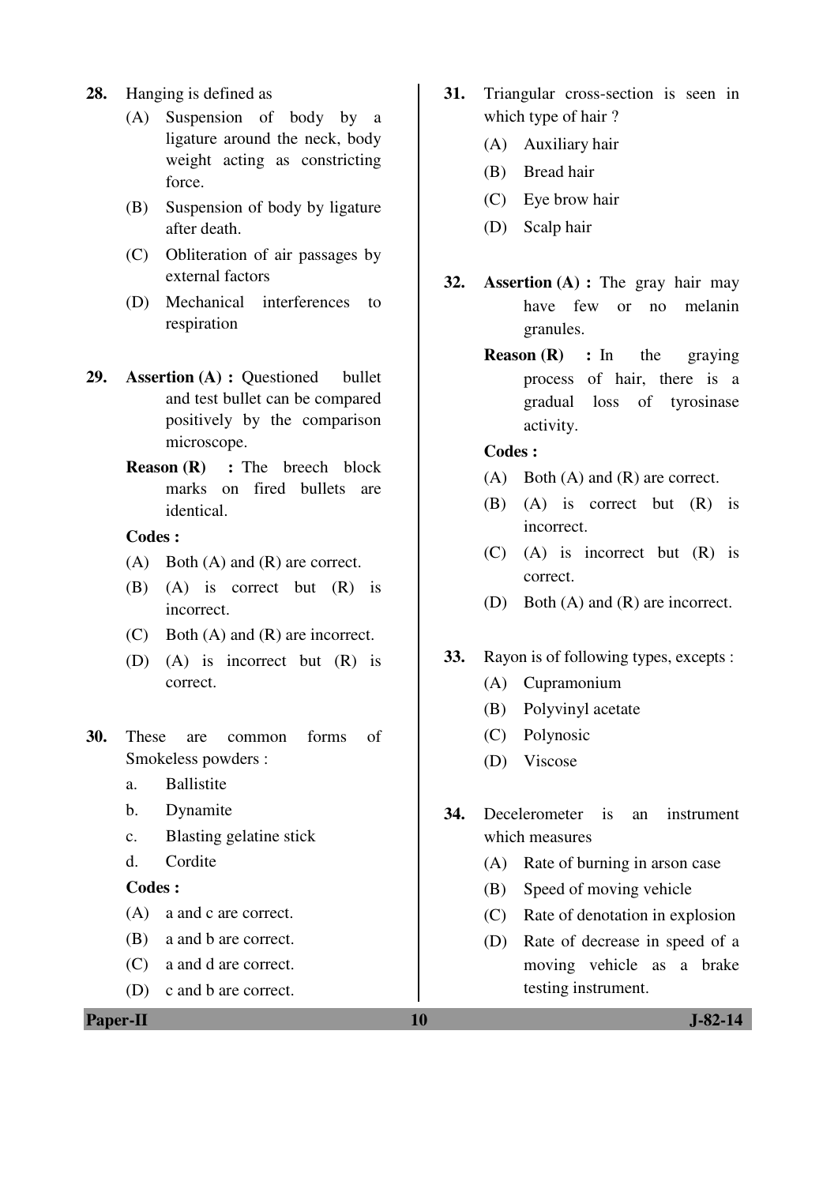28. Hanging is defined as
    (A) Suspension of body by a ligature around the neck, body weight acting as constricting force.
    (B) Suspension of body by ligature after death.
    (C) Obliteration of air passages by external factors
    (D) Mechanical interferences to respiration

29. **Assertion (A) :** Questioned bullet and test bullet can be compared positively by the comparison microscope.
    **Reason (R) :** The breech block marks on fired bullets are identical.
    **Codes :**
    (A) Both (A) and (R) are correct.
    (B) (A) is correct but (R) is incorrect.
    (C) Both (A) and (R) are incorrect.
    (D) (A) is incorrect but (R) is correct.

30. These are common forms of Smokeless powders :
    a. Ballistite
    b. Dynamite
    c. Blasting gelatine stick
    d. Cordite
    **Codes :**
    (A) a and c are correct.
    (B) a and b are correct.
    (C) a and d are correct.
    (D) c and b are correct.

31. Triangular cross-section is seen in which type of hair ?
    (A) Auxiliary hair
    (B) Bread hair
    (C) Eye brow hair
    (D) Scalp hair

32. **Assertion (A) :** The gray hair may have few or no melanin granules.
    **Reason (R) :** In the graying process of hair, there is a gradual loss of tyrosinase activity.
    **Codes :**
    (A) Both (A) and (R) are correct.
    (B) (A) is correct but (R) is incorrect.
    (C) (A) is incorrect but (R) is correct.
    (D) Both (A) and (R) are incorrect.

33. Rayon is of following types, excepts :
    (A) Cupramonium
    (B) Polyvinyl acetate
    (C) Polynosic
    (D) Viscose

34. Decelerometer is an instrument which measures
    (A) Rate of burning in arson case
    (B) Speed of moving vehicle
    (C) Rate of denotation in explosion
    (D) Rate of decrease in speed of a moving vehicle as a brake testing instrument.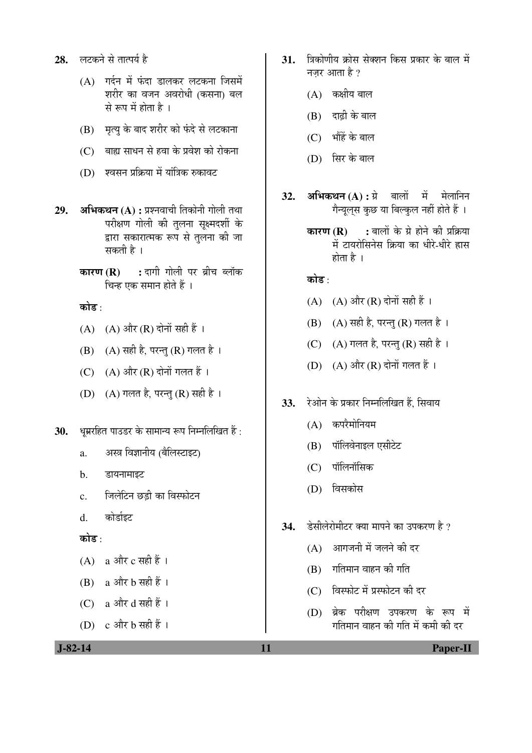28. लटकने से तात्पर्य है

(A) गर्दन में फंदा डालकर लटकना जिसमें शरीर का वजन अवरोधी (कसना) बल से रूप में होता है ।

(B) मृत्यु के बाद शरीर को फंदे से लटकाना

(C) बाह्य साधन से हवा के प्रवेश को रोकना

(D) श्वसन प्रक्रिया में यांत्रिक रुकावट

29. **अभिकथन (A) :** प्रश्नवाची तिकोनी गोली तथा परीक्षण गोली की तुलना सूक्ष्मदर्शी के द्वारा सकारात्मक रूप से तुलना की जा सकती है ।

**कारण (R) :** दागी गोली पर ब्रीच ब्लॉक चिन्ह एक समान होते हैं ।

**कोड :**

(A) (A) और (R) दोनों सही हैं ।

(B) (A) सही है, परन्तु (R) गलत है ।

(C) (A) और (R) दोनों गलत हैं ।

(D) (A) गलत है, परन्तु (R) सही है ।

30. धूम्ररहित पाउडर के सामान्य रूप निम्नलिखित हैं :

a. अस्त्र विज्ञानीय (बैलिस्टाइट)

b. डायनामाइट

c. जिलेटिन छड़ी का विस्फोटन

d. कोर्डाइट

**कोड :**

(A) a और c सही हैं ।

(B) a और b सही हैं ।

(C) a और d सही हैं ।

(D) c और b सही हैं ।

31. त्रिकोणीय क्रोस सेक्शन किस प्रकार के बाल में नज़र आता है ?

(A) कक्षीय बाल

(B) दाढ़ी के बाल

(C) भौंहें के बाल

(D) सिर के बाल

32. **अभिकथन (A) :** ग्रे बालों में मेलानिन ग्रैन्यूल्स कुछ या बिल्कुल नहीं होते हैं ।

**कारण (R) :** बालों के ग्रे होने की प्रक्रिया में टायरोसिनेस क्रिया का धीरे-धीरे ह्रास होता है ।

**कोड :**

(A) (A) और (R) दोनों सही हैं ।

(B) (A) सही है, परन्तु (R) गलत है ।

(C) (A) गलत है, परन्तु (R) सही है ।

(D) (A) और (R) दोनों गलत हैं ।

33. रेओन के प्रकार निम्नलिखित हैं, सिवाय

(A) कपरैमोनियम

(B) पॉलिवेनाइल एसीटेट

(C) पॉलिनॉसिक

(D) विसकोस

34. डेसीलेरोमीटर क्या मापने का उपकरण है ?

(A) आगजनी में जलने की दर

(B) गतिमान वाहन की गति

(C) विस्फोट में प्रस्फोटन की दर

(D) ब्रेक परीक्षण उपकरण के रूप में गतिमान वाहन की गति में कमी की दर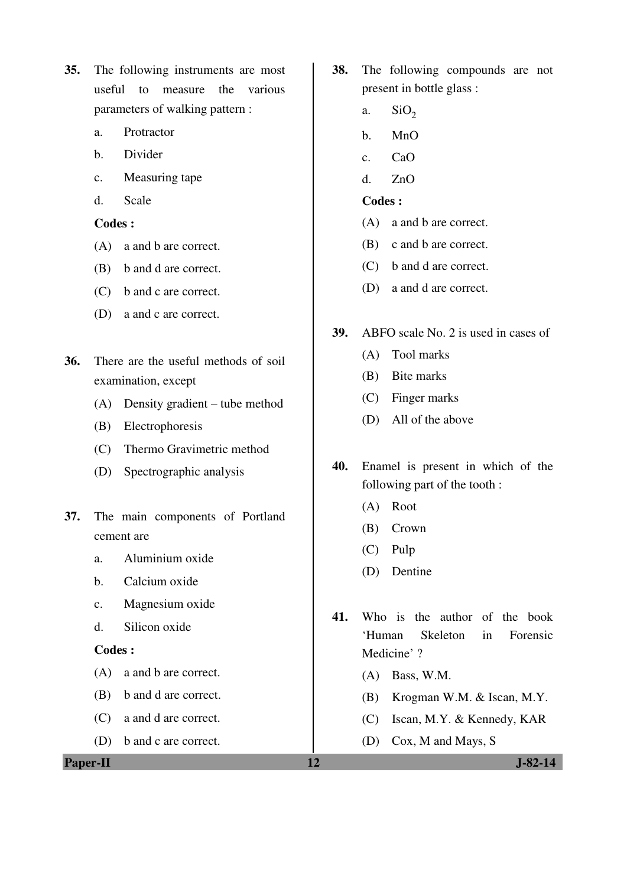**35.** The following instruments are most useful to measure the various parameters of walking pattern :

a. Protractor

b. Divider

c. Measuring tape

d. Scale

**Codes :**

(A) a and b are correct.

(B) b and d are correct.

(C) b and c are correct.

(D) a and c are correct.

**36.** There are the useful methods of soil examination, except

(A) Density gradient – tube method

(B) Electrophoresis

(C) Thermo Gravimetric method

(D) Spectrographic analysis

**37.** The main components of Portland cement are

a. Aluminium oxide

b. Calcium oxide

c. Magnesium oxide

d. Silicon oxide

**Codes :**

(A) a and b are correct.

(B) b and d are correct.

(C) a and d are correct.

(D) b and c are correct.

**38.** The following compounds are not present in bottle glass :

a. $SiO_2$

b. MnO

c. CaO

d. ZnO

**Codes :**

(A) a and b are correct.

(B) c and b are correct.

(C) b and d are correct.

(D) a and d are correct.

**39.** ABFO scale No. 2 is used in cases of

(A) Tool marks

(B) Bite marks

(C) Finger marks

(D) All of the above

**40.** Enamel is present in which of the following part of the tooth :

(A) Root

(B) Crown

(C) Pulp

(D) Dentine

**41.** Who is the author of the book 'Human Skeleton in Forensic Medicine' ?

(A) Bass, W.M.

(B) Krogman W.M. & Iscan, M.Y.

(C) Iscan, M.Y. & Kennedy, KAR

(D) Cox, M and Mays, S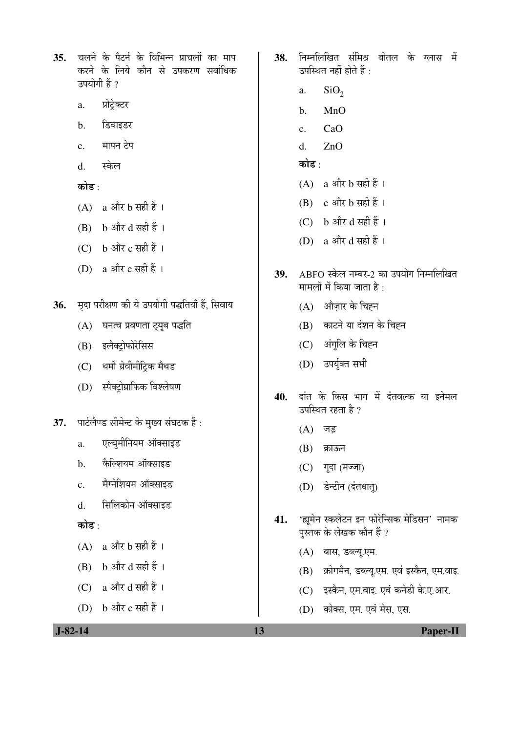**35.** चलने के पैटर्न के विभिन्न प्राचलों का माप करने के लिये कौन से उपकरण सर्वाधिक उपयोगी हैं ?

a. प्रोट्रेक्टर

b. डिवाइडर

c. मापन टेप

d. स्केल

**कोड** :

(A) a और b सही हैं ।

(B) b और d सही हैं ।

(C) b और c सही हैं ।

(D) a और c सही हैं ।

**36.** मृदा परीक्षण की ये उपयोगी पद्धतियाँ हैं, सिवाय

(A) घनत्व प्रवणता ट्यूब पद्धति

(B) इलैक्ट्रोफोरेसिस

(C) थर्मो ग्रेवीमीट्रिक मैथड

(D) स्पैक्ट्रोग्राफिक विश्लेषण

**37.** पार्टलैण्ड सीमेन्ट के मुख्य संघटक हैं :

a. एल्युमीनियम ऑक्साइड

b. कैल्शियम ऑक्साइड

c. मैग्नेशियम ऑक्साइड

d. सिलिकोन ऑक्साइड

**कोड** :

(A) a और b सही हैं ।

(B) b और d सही हैं ।

(C) a और d सही हैं ।

(D) b और c सही हैं ।

**38.** निम्नलिखित संमिश्र बोतल के ग्लास में उपस्थित नहीं होते हैं :

a. $SiO_2$

b. MnO

c. CaO

d. ZnO

**कोड** :

(A) a और b सही हैं ।

(B) c और b सही हैं ।

(C) b और d सही हैं ।

(D) a और d सही हैं ।

**39.** ABFO स्केल नम्बर-2 का उपयोग निम्नलिखित मामलों में किया जाता है :

(A) औज़ार के चिह्न

(B) काटने या दंशन के चिह्न

(C) अंगुलि के चिह्न

(D) उपर्युक्त सभी

**40.** दांत के किस भाग में दंतवल्क या इनेमल उपस्थित रहता है ?

(A) जड़

(B) क्राऊन

(C) गूदा (मज्जा)

(D) डेन्टीन (दंतधातु)

**41.** 'ह्यूमेन स्कलेटन इन फोरेन्सिक मेडिसन' नामक पुस्तक के लेखक कौन हैं ?

(A) बास, डब्ल्यू.एम.

(B) क्रोगमैन, डब्ल्यू.एम. एवं इस्कैन, एम.वाइ.

(C) इस्कैन, एम.वाइ. एवं कनेडी के.ए.आर.

(D) कोक्स, एम. एवं मेस, एस.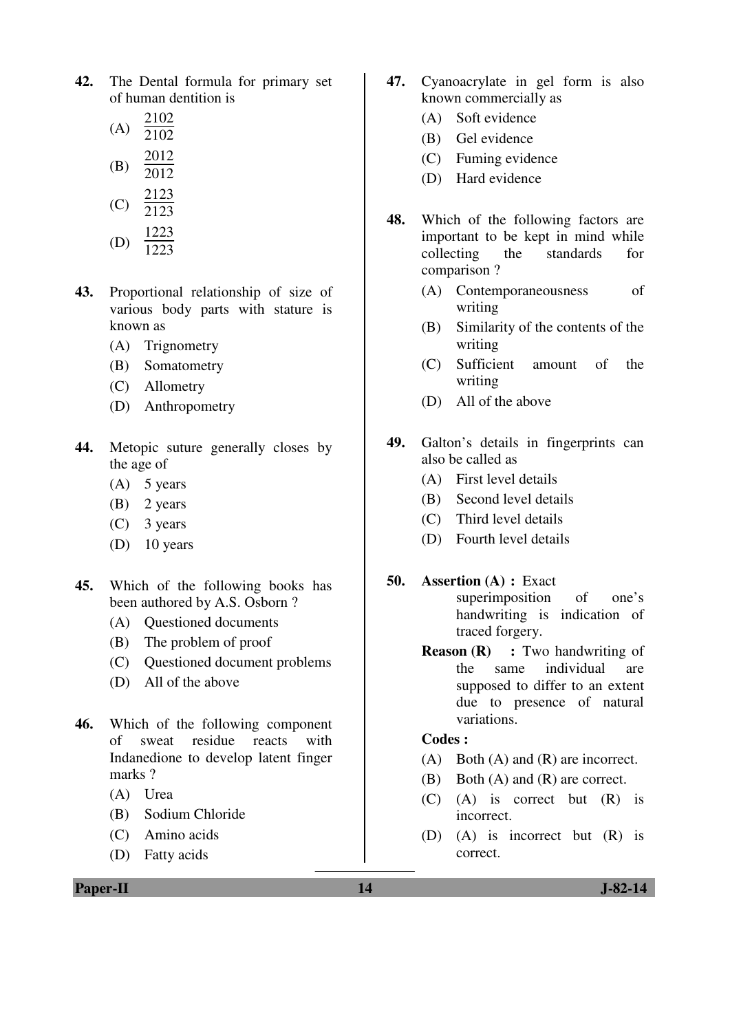**42.** The Dental formula for primary set of human dentition is

(A) $\frac{2102}{2102}$

(B) $\frac{2012}{2012}$

(C) $\frac{2123}{2123}$

(D) $\frac{1223}{1223}$

**43.** Proportional relationship of size of various body parts with stature is known as

(A) Trignometry
(B) Somatometry
(C) Allometry
(D) Anthropometry

**44.** Metopic suture generally closes by the age of

(A) 5 years
(B) 2 years
(C) 3 years
(D) 10 years

**45.** Which of the following books has been authored by A.S. Osborn ?

(A) Questioned documents
(B) The problem of proof
(C) Questioned document problems
(D) All of the above

**46.** Which of the following component of sweat residue reacts with Indanedione to develop latent finger marks ?

(A) Urea
(B) Sodium Chloride
(C) Amino acids
(D) Fatty acids

**47.** Cyanoacrylate in gel form is also known commercially as

(A) Soft evidence
(B) Gel evidence
(C) Fuming evidence
(D) Hard evidence

**48.** Which of the following factors are important to be kept in mind while collecting the standards for comparison ?

(A) Contemporaneousness of writing
(B) Similarity of the contents of the writing
(C) Sufficient amount of the writing
(D) All of the above

**49.** Galton's details in fingerprints can also be called as

(A) First level details
(B) Second level details
(C) Third level details
(D) Fourth level details

**50.** **Assertion (A) :** Exact superimposition of one's handwriting is indication of traced forgery.

**Reason (R) :** Two handwriting of the same individual are supposed to differ to an extent due to presence of natural variations.

**Codes :**

(A) Both (A) and (R) are incorrect.
(B) Both (A) and (R) are correct.
(C) (A) is correct but (R) is incorrect.
(D) (A) is incorrect but (R) is correct.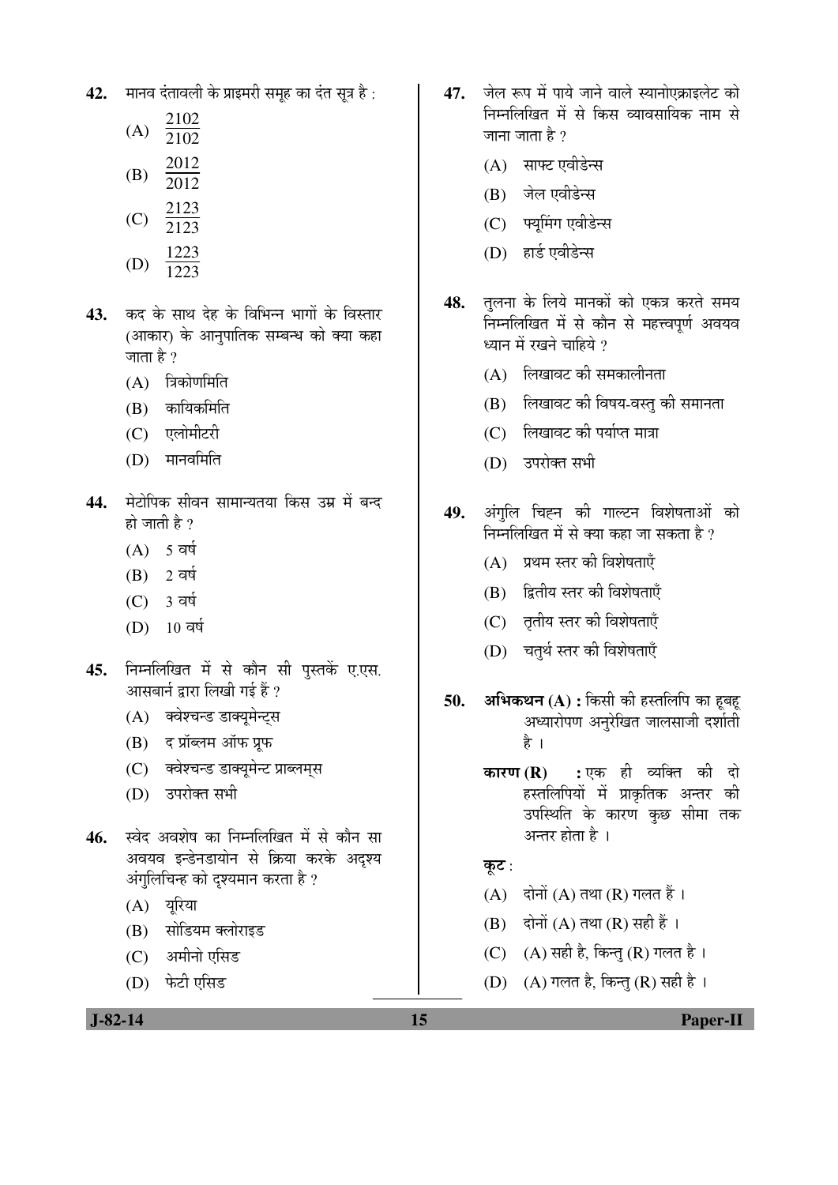42. मानव दंतावली के प्राइमरी समूह का दंत सूत्र है :

(A) $\frac{2102}{2102}$

(B) $\frac{2012}{2012}$

(C) $\frac{2123}{2123}$

(D) $\frac{1223}{1223}$

43. कद के साथ देह के विभिन्न भागों के विस्तार (आकार) के आनुपातिक सम्बन्ध को क्या कहा जाता है ?

(A) त्रिकोणमिति

(B) कायिकमिति

(C) एलोमीटरी

(D) मानवमिति

44. मेटोपिक सीवन सामान्यतया किस उम्र में बन्द हो जाती है ?

(A) 5 वर्ष

(B) 2 वर्ष

(C) 3 वर्ष

(D) 10 वर्ष

45. निम्नलिखित में से कौन सी पुस्तकें ए.एस. आसबार्न द्वारा लिखी गई हैं ?

(A) क्वेश्चन्ड डाक्यूमेन्ट्स

(B) द प्रॉब्लम ऑफ प्रूफ

(C) क्वेश्चन्ड डाक्यूमेन्ट प्राब्लम्स

(D) उपरोक्त सभी

46. स्वेद अवशेष का निम्नलिखित में से कौन सा अवयव इन्डेनडायोन से क्रिया करके अदृश्य अंगुलिचिन्ह को दृश्यमान करता है ?

(A) यूरिया

(B) सोडियम क्लोराइड

(C) अमीनो एसिड

(D) फेटी एसिड

47. जेल रूप में पाये जाने वाले स्यानोएक्राइलेट को निम्नलिखित में से किस व्यावसायिक नाम से जाना जाता है ?

(A) साफ्ट एवीडेन्स

(B) जेल एवीडेन्स

(C) फ्यूमिंग एवीडेन्स

(D) हार्ड एवीडेन्स

48. तुलना के लिये मानकों को एकत्र करते समय निम्नलिखित में से कौन से महत्त्वपूर्ण अवयव ध्यान में रखने चाहिये ?

(A) लिखावट की समकालीनता

(B) लिखावट की विषय-वस्तु की समानता

(C) लिखावट की पर्याप्त मात्रा

(D) उपरोक्त सभी

49. अंगुलि चिह्न की गाल्टन विशेषताओं को निम्नलिखित में से क्या कहा जा सकता है ?

(A) प्रथम स्तर की विशेषताएँ

(B) द्वितीय स्तर की विशेषताएँ

(C) तृतीय स्तर की विशेषताएँ

(D) चतुर्थ स्तर की विशेषताएँ

50. **अभिकथन (A) :** किसी की हस्तलिपि का हूबहू अध्यारोपण अनुरेखित जालसाजी दर्शाती है ।

**कारण (R) :** एक ही व्यक्ति की दो हस्तलिपियों में प्राकृतिक अन्तर की उपस्थिति के कारण कुछ सीमा तक अन्तर होता है ।

**कूट :**

(A) दोनों (A) तथा (R) गलत हैं ।

(B) दोनों (A) तथा (R) सही हैं ।

(C) (A) सही है, किन्तु (R) गलत है ।

(D) (A) गलत है, किन्तु (R) सही है ।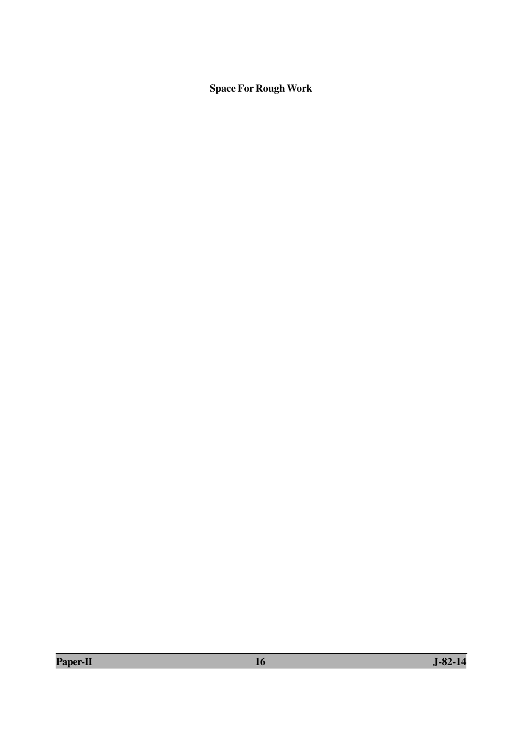**Space For Rough Work**